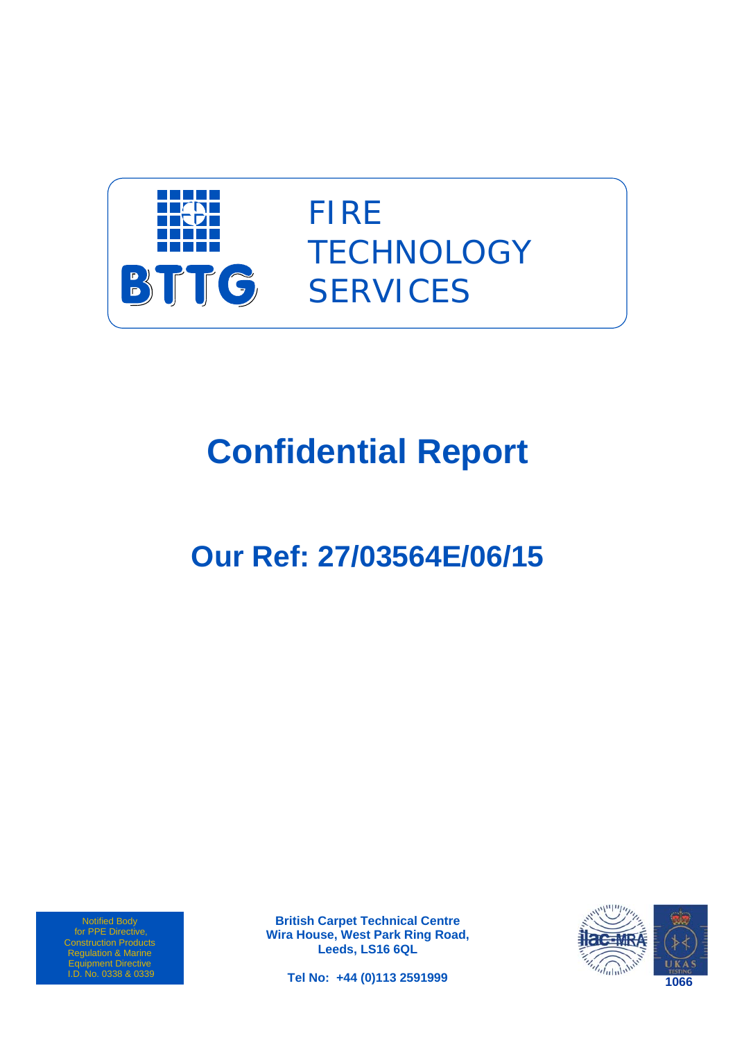BTTG

FIRE TECHNOLOGY SERVICES

# Confidential Report

## Our Ref: 27/03564E/06/15

Notified Body for PPE Directive, Construction Products Regulation & Marine Equipment Directive I.D. No. 0338 & 0339

**British Carpet Technical Centre**
**Wira House, West Park Ring Road,**
**Leeds, LS16 6QL**

**Tel No: +44 (0)113 2591999**

ilac-MRA

UKAS TESTING 1066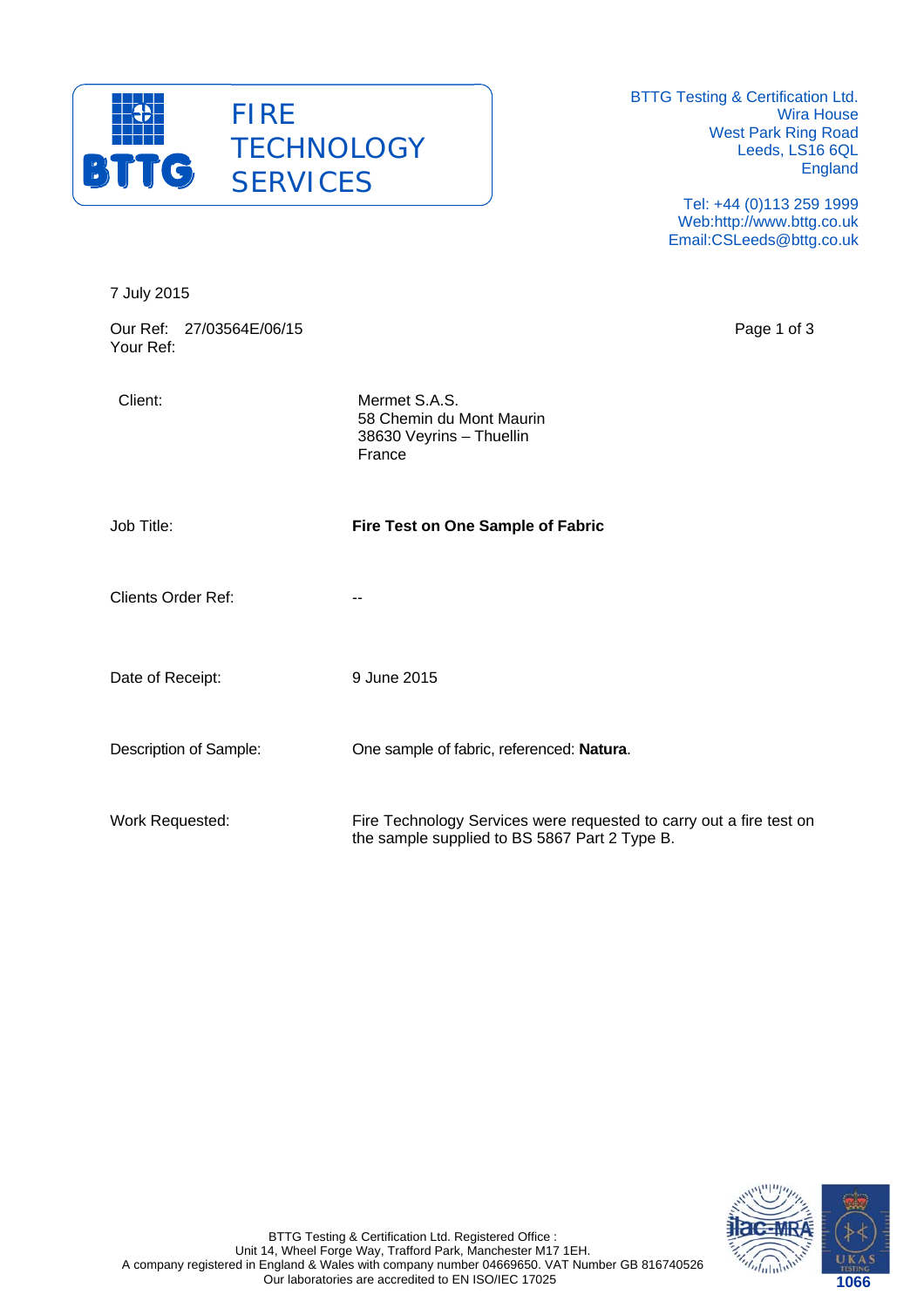FIRE
TECHNOLOGY
SERVICES

BTTG Testing & Certification Ltd.
Wira House
West Park Ring Road
Leeds, LS16 6QL
England

Tel: +44 (0)113 259 1999
Web:http://www.bttg.co.uk
Email:CSLeeds@bttg.co.uk

7 July 2015

Our Ref: 27/03564E/06/15
Your Ref:

| | |
|---|---|
| Client: | Mermet S.A.S.<br>58 Chemin du Mont Maurin<br>38630 Veyrins – Thuellin<br>France |
| Job Title: | **Fire Test on One Sample of Fabric** |
| Clients Order Ref: | -- |
| Date of Receipt: | 9 June 2015 |
| Description of Sample: | One sample of fabric, referenced: **Natura**. |
| Work Requested: | Fire Technology Services were requested to carry out a fire test on the sample supplied to BS 5867 Part 2 Type B. |

BTTG Testing & Certification Ltd. Registered Office :
Unit 14, Wheel Forge Way, Trafford Park, Manchester M17 1EH.
A company registered in England & Wales with company number 04669650. VAT Number GB 816740526
Our laboratories are accredited to EN ISO/IEC 17025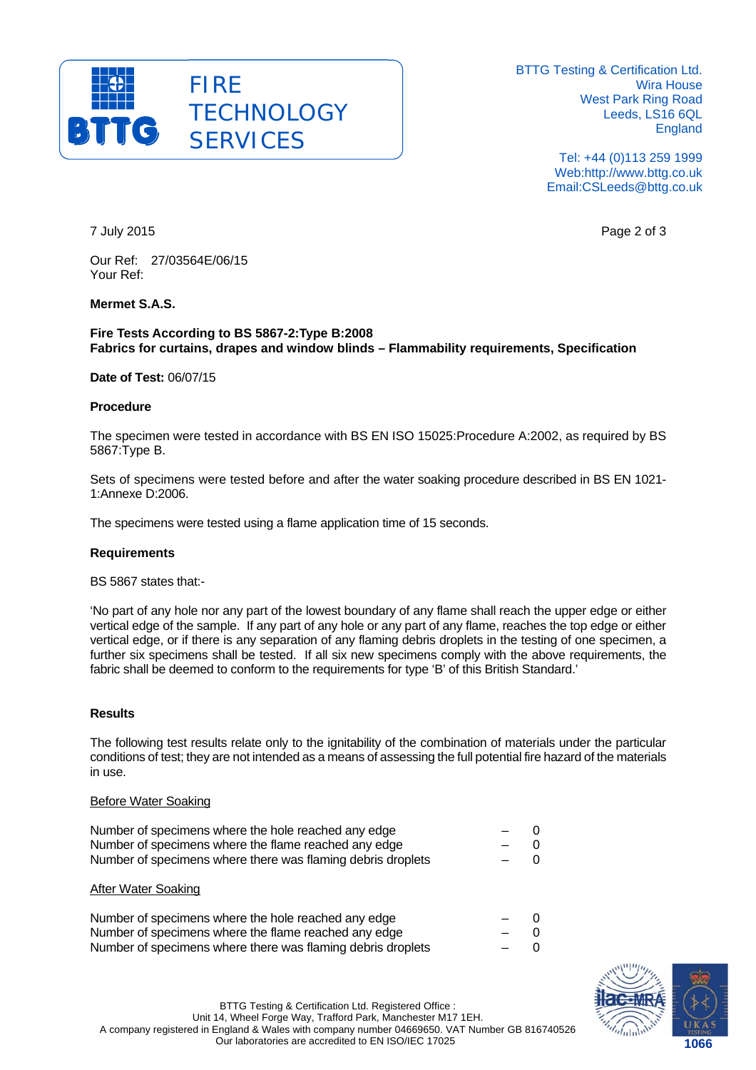BTTG Testing & Certification Ltd.
Wira House
West Park Ring Road
Leeds, LS16 6QL
England

Tel: +44 (0)113 259 1999
Web:http://www.bttg.co.uk
Email:CSLeeds@bttg.co.uk

7 July 2015

Our Ref: 27/03564E/06/15
Your Ref:

**Mermet S.A.S.**

**Fire Tests According to BS 5867-2:Type B:2008**
**Fabrics for curtains, drapes and window blinds – Flammability requirements, Specification**

**Date of Test:** 06/07/15

**Procedure**

The specimen were tested in accordance with BS EN ISO 15025:Procedure A:2002, as required by BS 5867:Type B.

Sets of specimens were tested before and after the water soaking procedure described in BS EN 1021-1:Annexe D:2006.

The specimens were tested using a flame application time of 15 seconds.

**Requirements**

BS 5867 states that:-

'No part of any hole nor any part of the lowest boundary of any flame shall reach the upper edge or either vertical edge of the sample. If any part of any hole or any part of any flame, reaches the top edge or either vertical edge, or if there is any separation of any flaming debris droplets in the testing of one specimen, a further six specimens shall be tested. If all six new specimens comply with the above requirements, the fabric shall be deemed to conform to the requirements for type 'B' of this British Standard.'

**Results**

The following test results relate only to the ignitability of the combination of materials under the particular conditions of test; they are not intended as a means of assessing the full potential fire hazard of the materials in use.

Before Water Soaking

| | | |
|---|---|---|
| Number of specimens where the hole reached any edge | – | 0 |
| Number of specimens where the flame reached any edge | – | 0 |
| Number of specimens where there was flaming debris droplets | – | 0 |

After Water Soaking

| | | |
|---|---|---|
| Number of specimens where the hole reached any edge | – | 0 |
| Number of specimens where the flame reached any edge | – | 0 |
| Number of specimens where there was flaming debris droplets | – | 0 |

BTTG Testing & Certification Ltd. Registered Office :
Unit 14, Wheel Forge Way, Trafford Park, Manchester M17 1EH.
A company registered in England & Wales with company number 04669650. VAT Number GB 816740526
Our laboratories are accredited to EN ISO/IEC 17025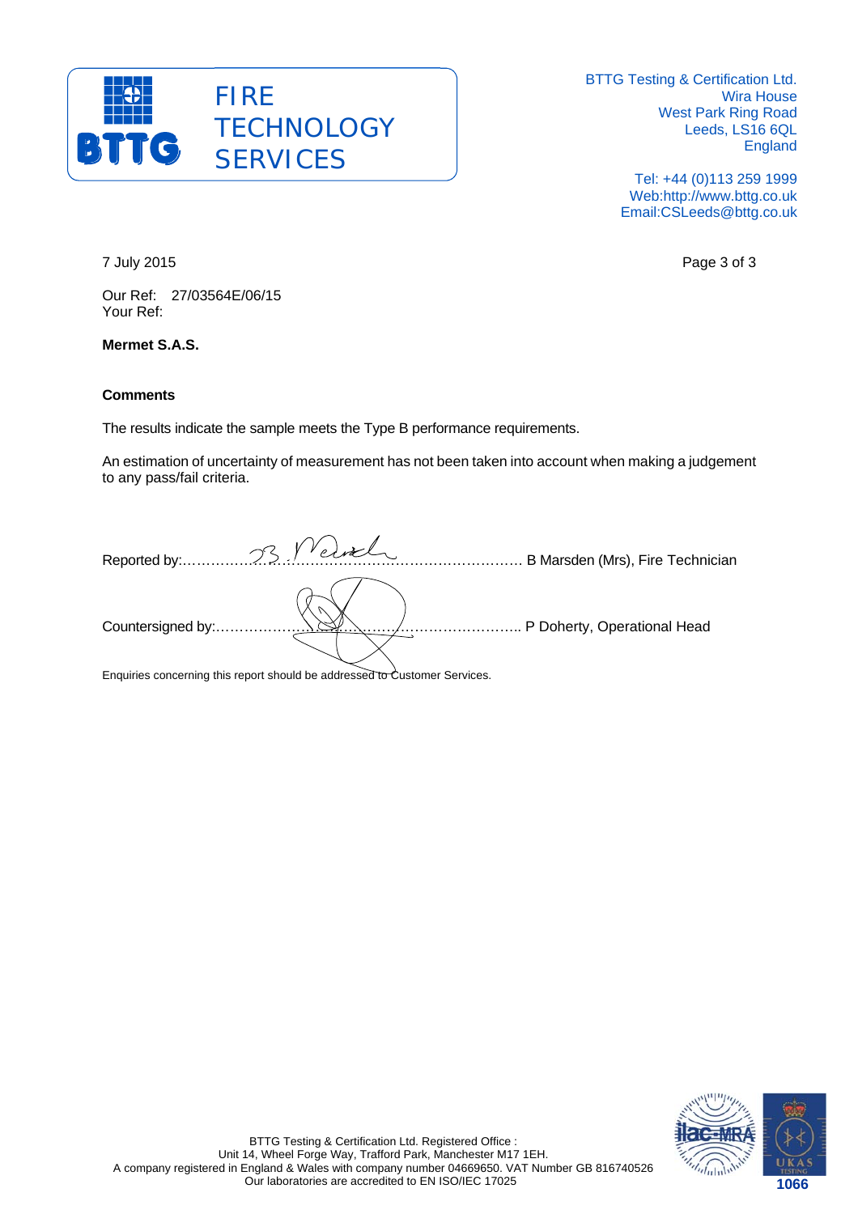FIRE TECHNOLOGY SERVICES

BTTG Testing & Certification Ltd.
Wira House
West Park Ring Road
Leeds, LS16 6QL
England

Tel: +44 (0)113 259 1999
Web:http://www.bttg.co.uk
Email:CSLeeds@bttg.co.uk

7 July 2015

Our Ref: 27/03564E/06/15
Your Ref:

**Mermet S.A.S.**

**Comments**

The results indicate the sample meets the Type B performance requirements.

An estimation of uncertainty of measurement has not been taken into account when making a judgement to any pass/fail criteria.

Reported by:………………………………………………………… B Marsden (Mrs), Fire Technician

Countersigned by:……………………………………………………….. P Doherty, Operational Head

Enquiries concerning this report should be addressed to Customer Services.

BTTG Testing & Certification Ltd. Registered Office :
Unit 14, Wheel Forge Way, Trafford Park, Manchester M17 1EH.
A company registered in England & Wales with company number 04669650. VAT Number GB 816740526
Our laboratories are accredited to EN ISO/IEC 17025

1066